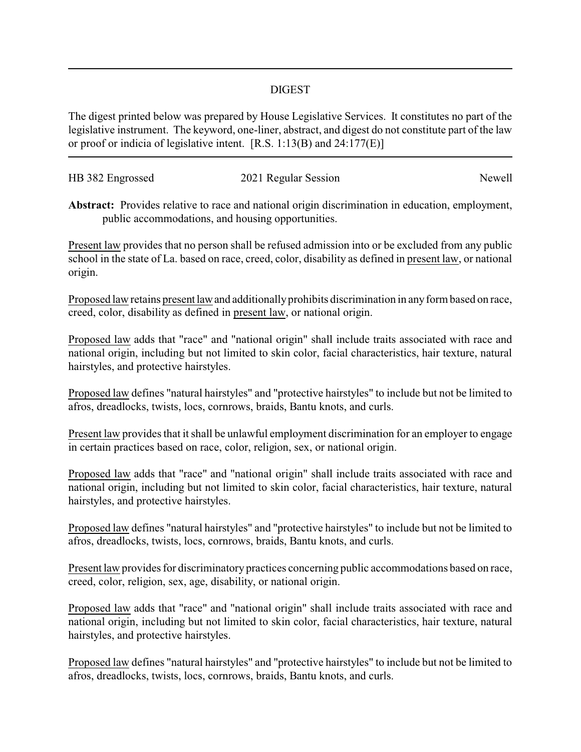## DIGEST

The digest printed below was prepared by House Legislative Services. It constitutes no part of the legislative instrument. The keyword, one-liner, abstract, and digest do not constitute part of the law or proof or indicia of legislative intent. [R.S. 1:13(B) and 24:177(E)]

---

HB 382 Engrossed | 2021 Regular Session | Newell

**Abstract:** Provides relative to race and national origin discrimination in education, employment, public accommodations, and housing opportunities.

Present law provides that no person shall be refused admission into or be excluded from any public school in the state of La. based on race, creed, color, disability as defined in present law, or national origin.

Proposed law retains present law and additionally prohibits discrimination in any form based on race, creed, color, disability as defined in present law, or national origin.

Proposed law adds that "race" and "national origin" shall include traits associated with race and national origin, including but not limited to skin color, facial characteristics, hair texture, natural hairstyles, and protective hairstyles.

Proposed law defines "natural hairstyles" and "protective hairstyles" to include but not be limited to afros, dreadlocks, twists, locs, cornrows, braids, Bantu knots, and curls.

Present law provides that it shall be unlawful employment discrimination for an employer to engage in certain practices based on race, color, religion, sex, or national origin.

Proposed law adds that "race" and "national origin" shall include traits associated with race and national origin, including but not limited to skin color, facial characteristics, hair texture, natural hairstyles, and protective hairstyles.

Proposed law defines "natural hairstyles" and "protective hairstyles" to include but not be limited to afros, dreadlocks, twists, locs, cornrows, braids, Bantu knots, and curls.

Present law provides for discriminatory practices concerning public accommodations based on race, creed, color, religion, sex, age, disability, or national origin.

Proposed law adds that "race" and "national origin" shall include traits associated with race and national origin, including but not limited to skin color, facial characteristics, hair texture, natural hairstyles, and protective hairstyles.

Proposed law defines "natural hairstyles" and "protective hairstyles" to include but not be limited to afros, dreadlocks, twists, locs, cornrows, braids, Bantu knots, and curls.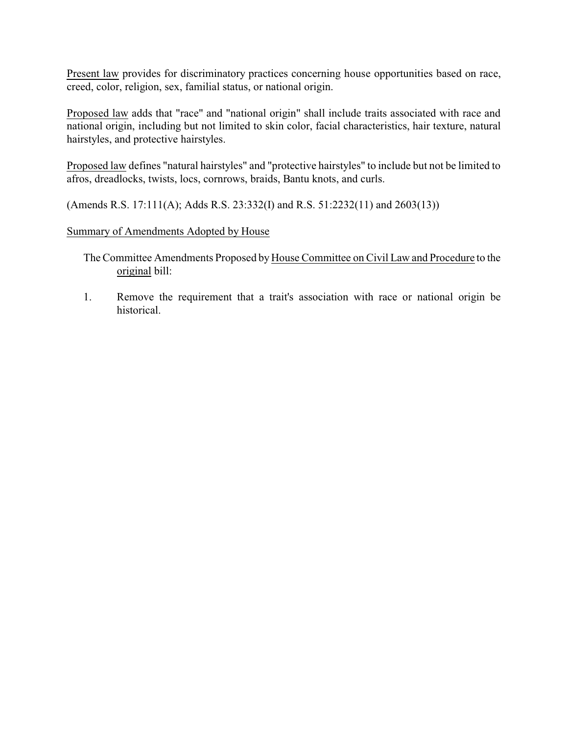Present law provides for discriminatory practices concerning house opportunities based on race, creed, color, religion, sex, familial status, or national origin.

Proposed law adds that "race" and "national origin" shall include traits associated with race and national origin, including but not limited to skin color, facial characteristics, hair texture, natural hairstyles, and protective hairstyles.

Proposed law defines "natural hairstyles" and "protective hairstyles" to include but not be limited to afros, dreadlocks, twists, locs, cornrows, braids, Bantu knots, and curls.

(Amends R.S. 17:111(A); Adds R.S. 23:332(I) and R.S. 51:2232(11) and 2603(13))

Summary of Amendments Adopted by House

The Committee Amendments Proposed by House Committee on Civil Law and Procedure to the original bill:

1. Remove the requirement that a trait's association with race or national origin be historical.